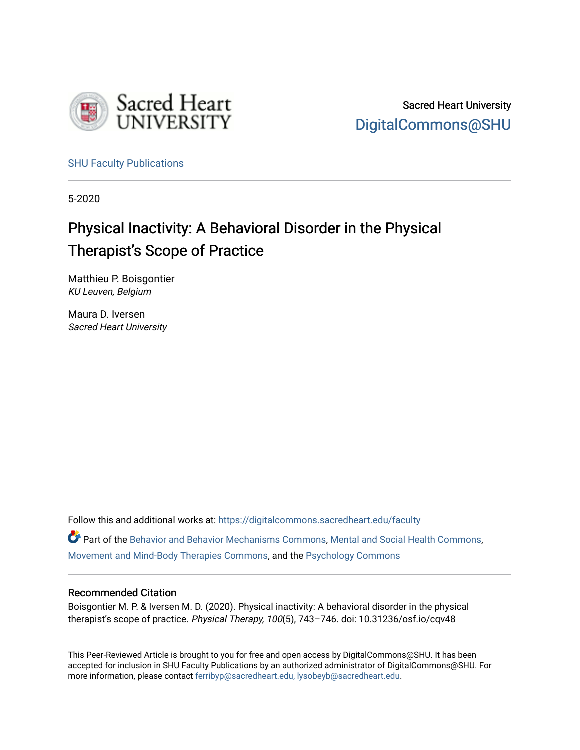Sacred Heart University

DigitalCommons@SHU

SHU Faculty Publications

5-2020

# Physical Inactivity: A Behavioral Disorder in the Physical Therapist's Scope of Practice

Matthieu P. Boisgontier
*KU Leuven, Belgium*

Maura D. Iversen
*Sacred Heart University*

Follow this and additional works at: https://digitalcommons.sacredheart.edu/faculty

Part of the Behavior and Behavior Mechanisms Commons, Mental and Social Health Commons, Movement and Mind-Body Therapies Commons, and the Psychology Commons

## Recommended Citation

Boisgontier M. P. & Iversen M. D. (2020). Physical inactivity: A behavioral disorder in the physical therapist's scope of practice. *Physical Therapy, 100*(5), 743–746. doi: 10.31236/osf.io/cqv48

This Peer-Reviewed Article is brought to you for free and open access by DigitalCommons@SHU. It has been accepted for inclusion in SHU Faculty Publications by an authorized administrator of DigitalCommons@SHU. For more information, please contact ferribyp@sacredheart.edu, lysobeyb@sacredheart.edu.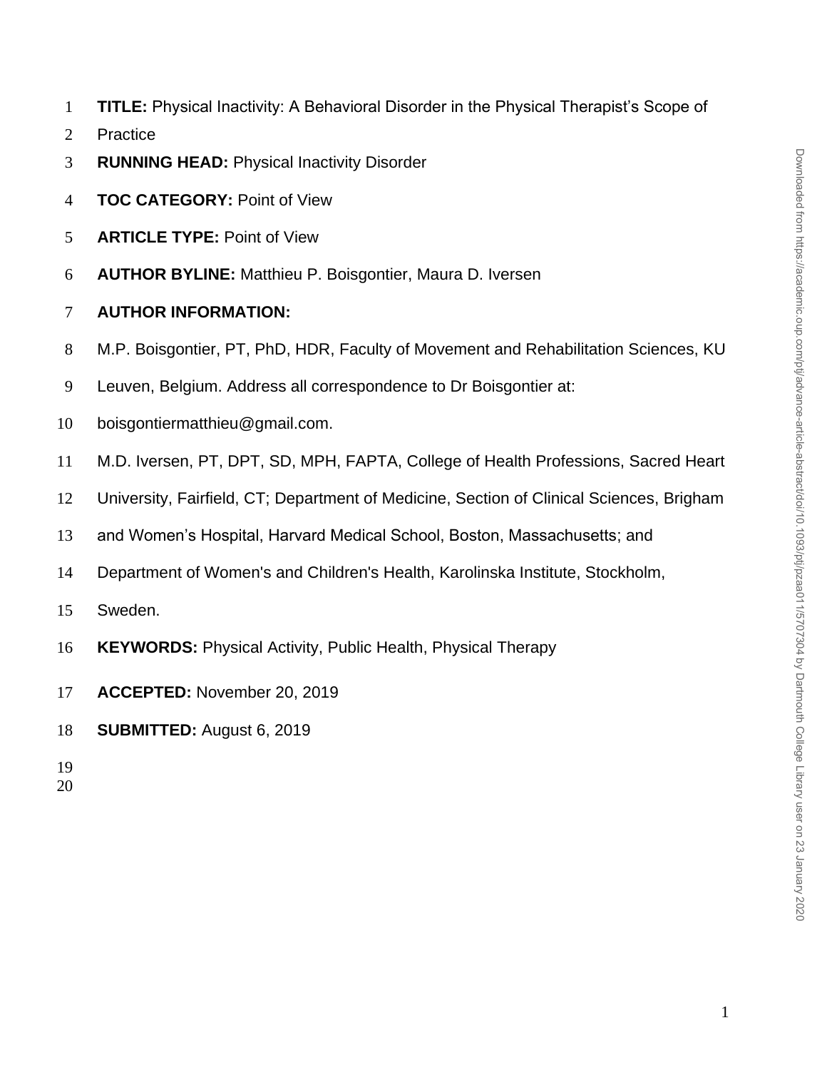**TITLE:** Physical Inactivity: A Behavioral Disorder in the Physical Therapist's Scope of Practice

**RUNNING HEAD:** Physical Inactivity Disorder

**TOC CATEGORY:** Point of View

**ARTICLE TYPE:** Point of View

**AUTHOR BYLINE:** Matthieu P. Boisgontier, Maura D. Iversen

**AUTHOR INFORMATION:**

M.P. Boisgontier, PT, PhD, HDR, Faculty of Movement and Rehabilitation Sciences, KU Leuven, Belgium. Address all correspondence to Dr Boisgontier at: boisgontiermatthieu@gmail.com.

M.D. Iversen, PT, DPT, SD, MPH, FAPTA, College of Health Professions, Sacred Heart University, Fairfield, CT; Department of Medicine, Section of Clinical Sciences, Brigham and Women's Hospital, Harvard Medical School, Boston, Massachusetts; and Department of Women's and Children's Health, Karolinska Institute, Stockholm, Sweden.

**KEYWORDS:** Physical Activity, Public Health, Physical Therapy

**ACCEPTED:** November 20, 2019

**SUBMITTED:** August 6, 2019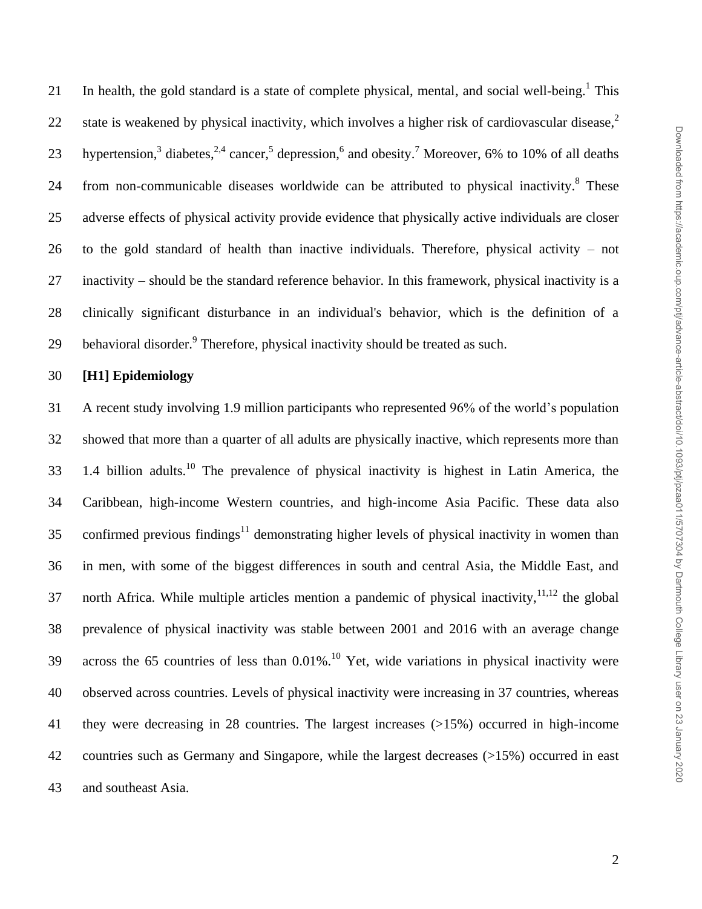In health, the gold standard is a state of complete physical, mental, and social well-being.[1] This state is weakened by physical inactivity, which involves a higher risk of cardiovascular disease,[2] hypertension,[3] diabetes,[2,4] cancer,[5] depression,[6] and obesity.[7] Moreover, 6% to 10% of all deaths from non-communicable diseases worldwide can be attributed to physical inactivity.[8] These adverse effects of physical activity provide evidence that physically active individuals are closer to the gold standard of health than inactive individuals. Therefore, physical activity – not inactivity – should be the standard reference behavior. In this framework, physical inactivity is a clinically significant disturbance in an individual's behavior, which is the definition of a behavioral disorder.[9] Therefore, physical inactivity should be treated as such.

**[H1] Epidemiology**

A recent study involving 1.9 million participants who represented 96% of the world's population showed that more than a quarter of all adults are physically inactive, which represents more than 1.4 billion adults.[10] The prevalence of physical inactivity is highest in Latin America, the Caribbean, high-income Western countries, and high-income Asia Pacific. These data also confirmed previous findings[11] demonstrating higher levels of physical inactivity in women than in men, with some of the biggest differences in south and central Asia, the Middle East, and north Africa. While multiple articles mention a pandemic of physical inactivity,[11,12] the global prevalence of physical inactivity was stable between 2001 and 2016 with an average change across the 65 countries of less than 0.01%.[10] Yet, wide variations in physical inactivity were observed across countries. Levels of physical inactivity were increasing in 37 countries, whereas they were decreasing in 28 countries. The largest increases (>15%) occurred in high-income countries such as Germany and Singapore, while the largest decreases (>15%) occurred in east and southeast Asia.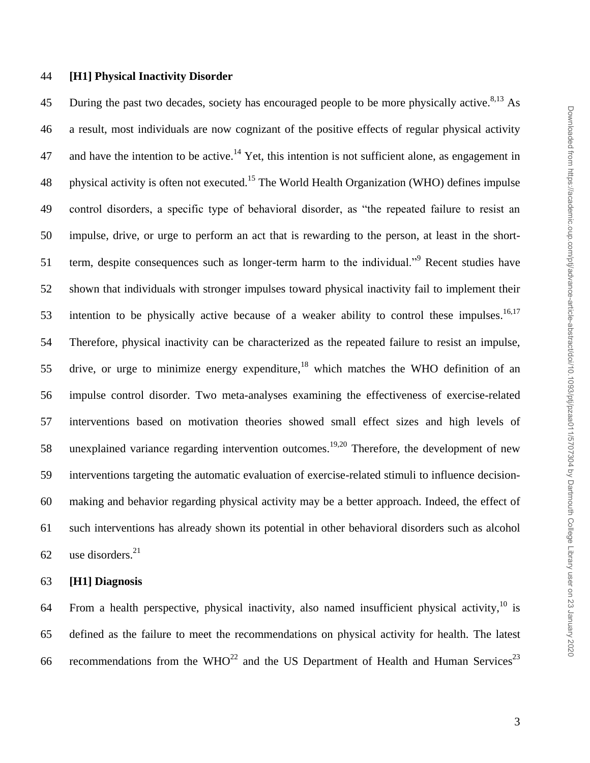## [H1] Physical Inactivity Disorder

During the past two decades, society has encouraged people to be more physically active.[8,13] As a result, most individuals are now cognizant of the positive effects of regular physical activity and have the intention to be active.[14] Yet, this intention is not sufficient alone, as engagement in physical activity is often not executed.[15] The World Health Organization (WHO) defines impulse control disorders, a specific type of behavioral disorder, as "the repeated failure to resist an impulse, drive, or urge to perform an act that is rewarding to the person, at least in the short-term, despite consequences such as longer-term harm to the individual."[9] Recent studies have shown that individuals with stronger impulses toward physical inactivity fail to implement their intention to be physically active because of a weaker ability to control these impulses.[16,17] Therefore, physical inactivity can be characterized as the repeated failure to resist an impulse, drive, or urge to minimize energy expenditure,[18] which matches the WHO definition of an impulse control disorder. Two meta-analyses examining the effectiveness of exercise-related interventions based on motivation theories showed small effect sizes and high levels of unexplained variance regarding intervention outcomes.[19,20] Therefore, the development of new interventions targeting the automatic evaluation of exercise-related stimuli to influence decision-making and behavior regarding physical activity may be a better approach. Indeed, the effect of such interventions has already shown its potential in other behavioral disorders such as alcohol use disorders.[21]

## [H1] Diagnosis

From a health perspective, physical inactivity, also named insufficient physical activity,[10] is defined as the failure to meet the recommendations on physical activity for health. The latest recommendations from the WHO[22] and the US Department of Health and Human Services[23]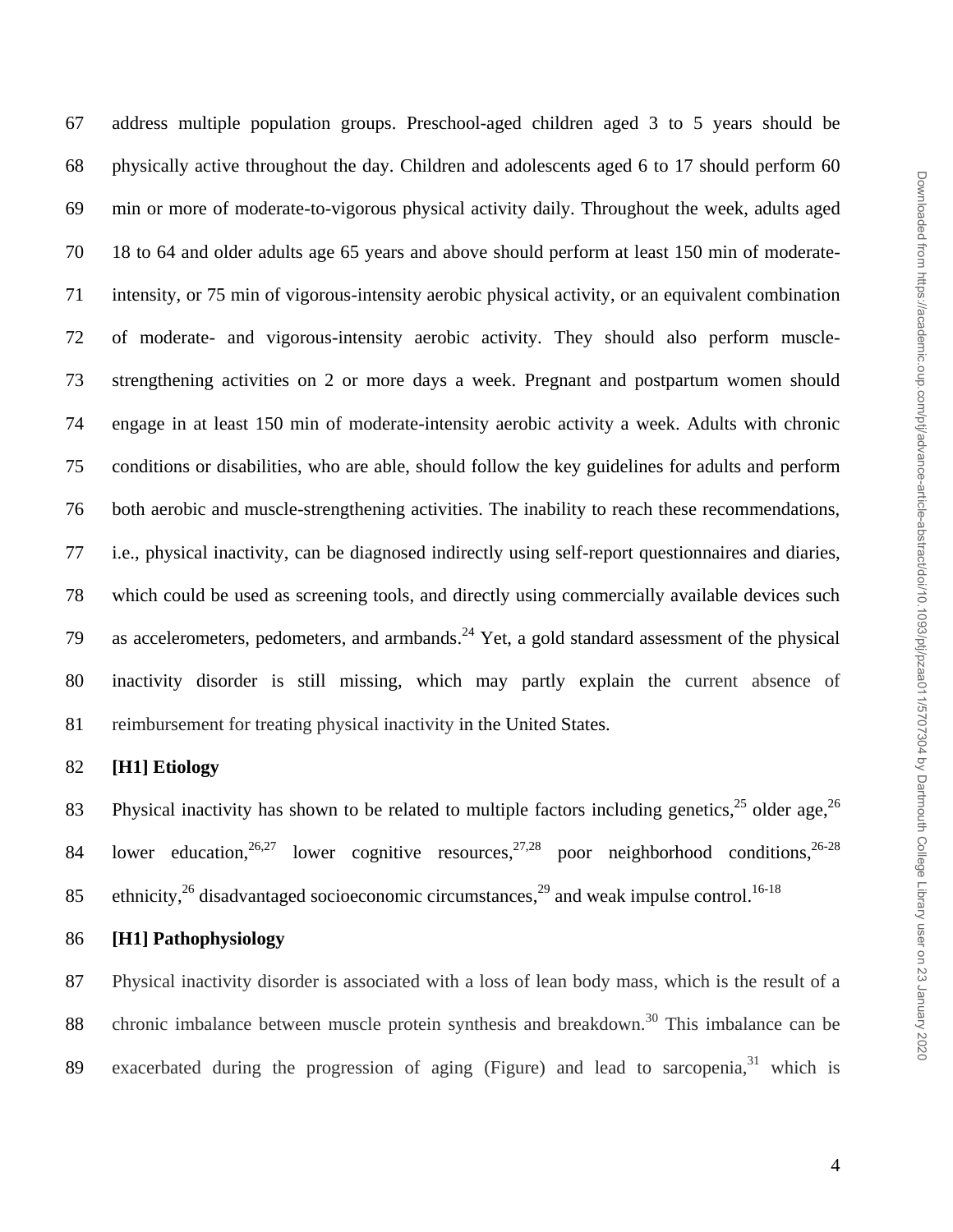address multiple population groups. Preschool-aged children aged 3 to 5 years should be physically active throughout the day. Children and adolescents aged 6 to 17 should perform 60 min or more of moderate-to-vigorous physical activity daily. Throughout the week, adults aged 18 to 64 and older adults age 65 years and above should perform at least 150 min of moderate-intensity, or 75 min of vigorous-intensity aerobic physical activity, or an equivalent combination of moderate- and vigorous-intensity aerobic activity. They should also perform muscle-strengthening activities on 2 or more days a week. Pregnant and postpartum women should engage in at least 150 min of moderate-intensity aerobic activity a week. Adults with chronic conditions or disabilities, who are able, should follow the key guidelines for adults and perform both aerobic and muscle-strengthening activities. The inability to reach these recommendations, i.e., physical inactivity, can be diagnosed indirectly using self-report questionnaires and diaries, which could be used as screening tools, and directly using commercially available devices such as accelerometers, pedometers, and armbands.[24] Yet, a gold standard assessment of the physical inactivity disorder is still missing, which may partly explain the current absence of reimbursement for treating physical inactivity in the United States.

# [H1] Etiology

Physical inactivity has shown to be related to multiple factors including genetics,[25] older age,[26] lower education,[26,27] lower cognitive resources,[27,28] poor neighborhood conditions,[26-28] ethnicity,[26] disadvantaged socioeconomic circumstances,[29] and weak impulse control.[16-18]

# [H1] Pathophysiology

Physical inactivity disorder is associated with a loss of lean body mass, which is the result of a chronic imbalance between muscle protein synthesis and breakdown.[30] This imbalance can be exacerbated during the progression of aging (Figure) and lead to sarcopenia,[31] which is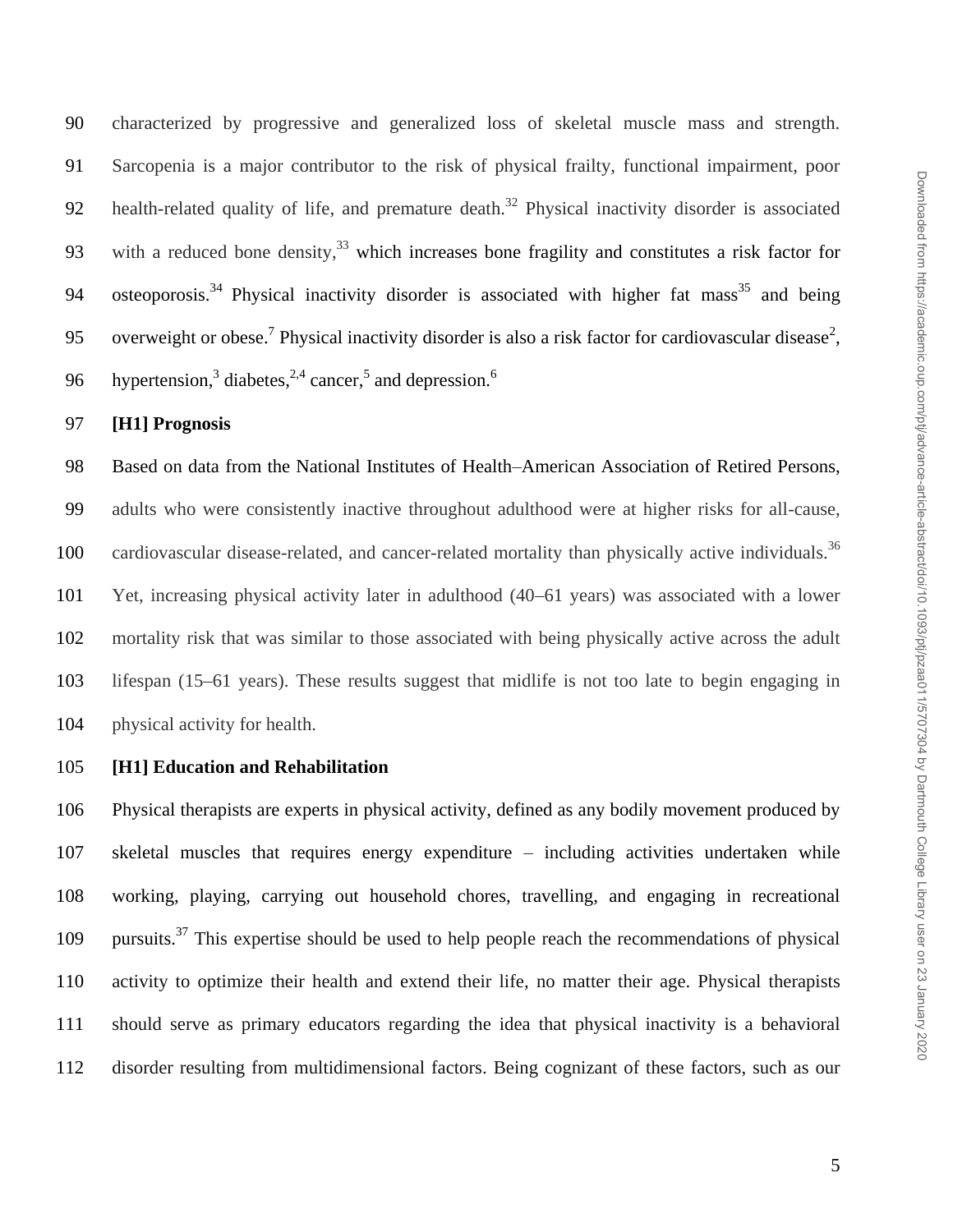characterized by progressive and generalized loss of skeletal muscle mass and strength. Sarcopenia is a major contributor to the risk of physical frailty, functional impairment, poor health-related quality of life, and premature death.[32] Physical inactivity disorder is associated with a reduced bone density,[33] which increases bone fragility and constitutes a risk factor for osteoporosis.[34] Physical inactivity disorder is associated with higher fat mass[35] and being overweight or obese.[7] Physical inactivity disorder is also a risk factor for cardiovascular disease[2], hypertension,[3] diabetes,[2,4] cancer,[5] and depression.[6]

# [H1] Prognosis

Based on data from the National Institutes of Health–American Association of Retired Persons, adults who were consistently inactive throughout adulthood were at higher risks for all-cause, cardiovascular disease-related, and cancer-related mortality than physically active individuals.[36] Yet, increasing physical activity later in adulthood (40–61 years) was associated with a lower mortality risk that was similar to those associated with being physically active across the adult lifespan (15–61 years). These results suggest that midlife is not too late to begin engaging in physical activity for health.

# [H1] Education and Rehabilitation

Physical therapists are experts in physical activity, defined as any bodily movement produced by skeletal muscles that requires energy expenditure – including activities undertaken while working, playing, carrying out household chores, travelling, and engaging in recreational pursuits.[37] This expertise should be used to help people reach the recommendations of physical activity to optimize their health and extend their life, no matter their age. Physical therapists should serve as primary educators regarding the idea that physical inactivity is a behavioral disorder resulting from multidimensional factors. Being cognizant of these factors, such as our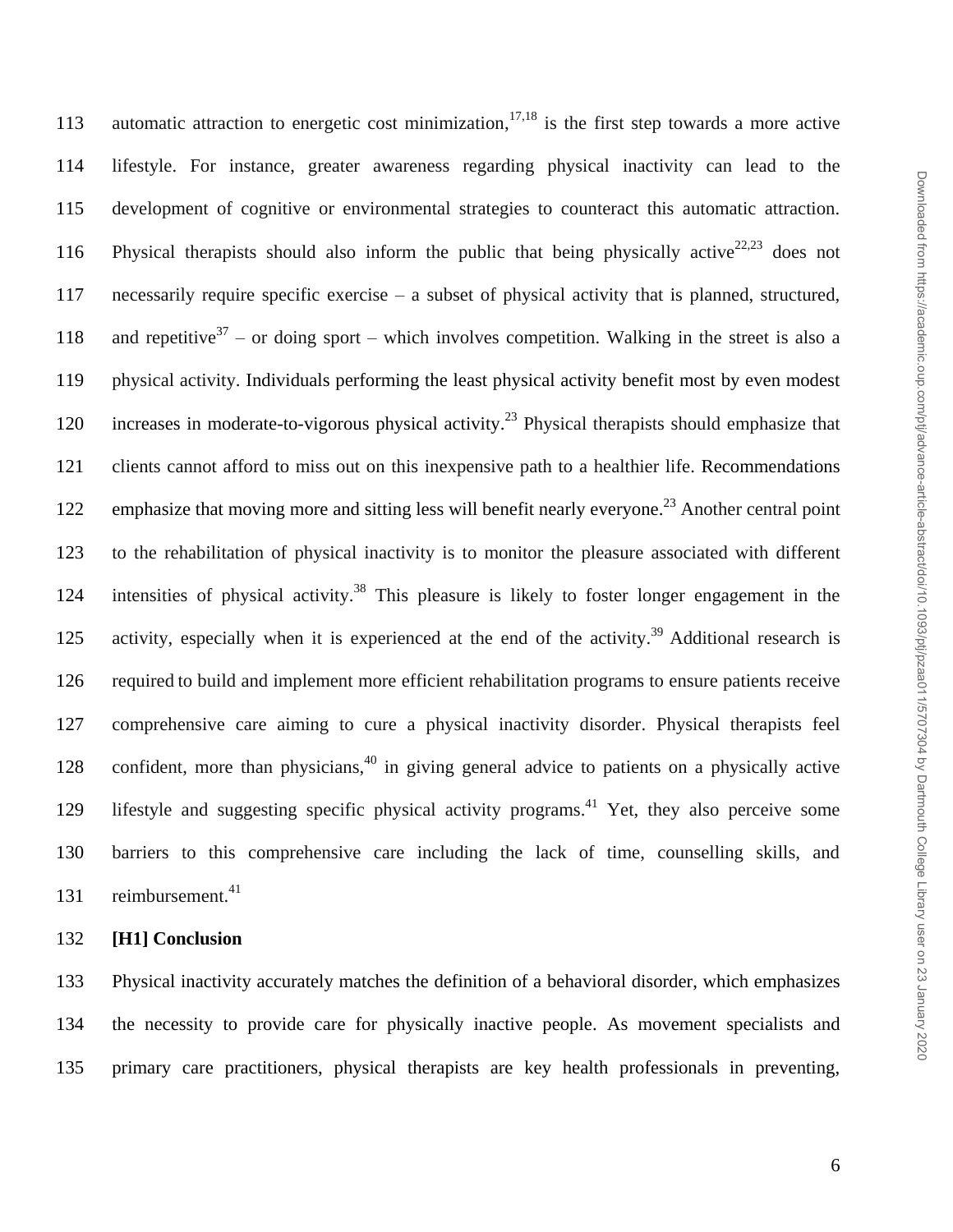automatic attraction to energetic cost minimization,[17,18] is the first step towards a more active lifestyle. For instance, greater awareness regarding physical inactivity can lead to the development of cognitive or environmental strategies to counteract this automatic attraction. Physical therapists should also inform the public that being physically active[22,23] does not necessarily require specific exercise – a subset of physical activity that is planned, structured, and repetitive[37] – or doing sport – which involves competition. Walking in the street is also a physical activity. Individuals performing the least physical activity benefit most by even modest increases in moderate-to-vigorous physical activity.[23] Physical therapists should emphasize that clients cannot afford to miss out on this inexpensive path to a healthier life. Recommendations emphasize that moving more and sitting less will benefit nearly everyone.[23] Another central point to the rehabilitation of physical inactivity is to monitor the pleasure associated with different intensities of physical activity.[38] This pleasure is likely to foster longer engagement in the activity, especially when it is experienced at the end of the activity.[39] Additional research is required to build and implement more efficient rehabilitation programs to ensure patients receive comprehensive care aiming to cure a physical inactivity disorder. Physical therapists feel confident, more than physicians,[40] in giving general advice to patients on a physically active lifestyle and suggesting specific physical activity programs.[41] Yet, they also perceive some barriers to this comprehensive care including the lack of time, counselling skills, and reimbursement.[41]

# Conclusion

Physical inactivity accurately matches the definition of a behavioral disorder, which emphasizes the necessity to provide care for physically inactive people. As movement specialists and primary care practitioners, physical therapists are key health professionals in preventing,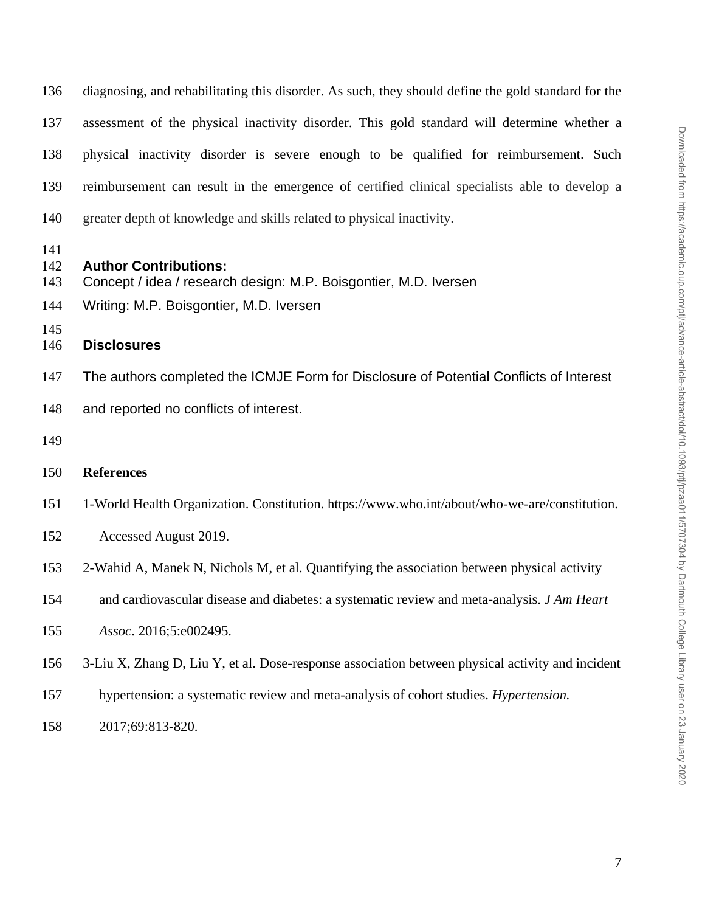diagnosing, and rehabilitating this disorder. As such, they should define the gold standard for the assessment of the physical inactivity disorder. This gold standard will determine whether a physical inactivity disorder is severe enough to be qualified for reimbursement. Such reimbursement can result in the emergence of certified clinical specialists able to develop a greater depth of knowledge and skills related to physical inactivity.

## Author Contributions:

Concept / idea / research design: M.P. Boisgontier, M.D. Iversen

Writing: M.P. Boisgontier, M.D. Iversen

## Disclosures

The authors completed the ICMJE Form for Disclosure of Potential Conflicts of Interest and reported no conflicts of interest.

## References

1-World Health Organization. Constitution. https://www.who.int/about/who-we-are/constitution. Accessed August 2019.

2-Wahid A, Manek N, Nichols M, et al. Quantifying the association between physical activity and cardiovascular disease and diabetes: a systematic review and meta-analysis. *J Am Heart Assoc*. 2016;5:e002495.

3-Liu X, Zhang D, Liu Y, et al. Dose-response association between physical activity and incident hypertension: a systematic review and meta-analysis of cohort studies. *Hypertension.* 2017;69:813-820.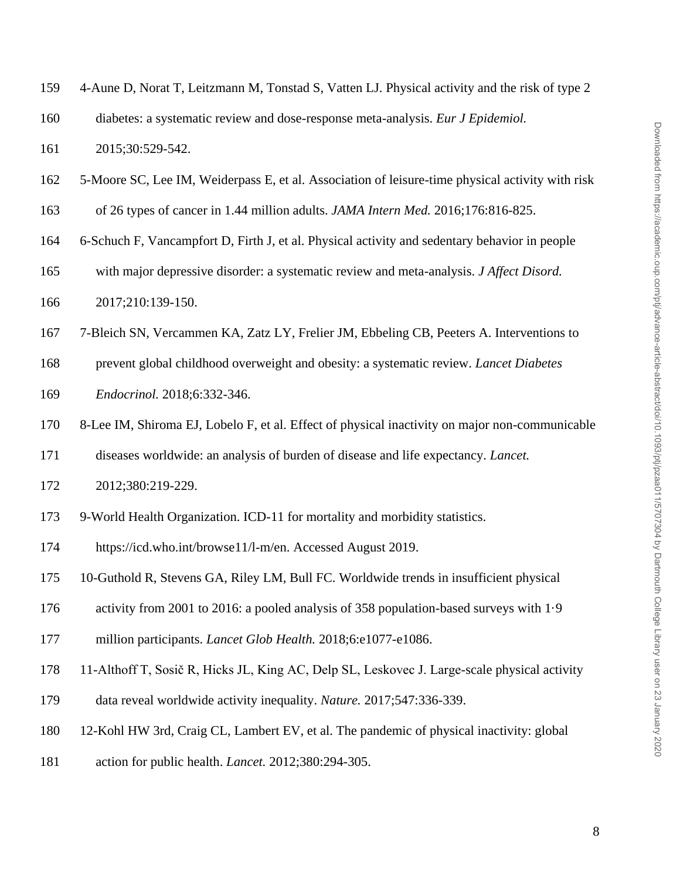4-Aune D, Norat T, Leitzmann M, Tonstad S, Vatten LJ. Physical activity and the risk of type 2 diabetes: a systematic review and dose-response meta-analysis. *Eur J Epidemiol.* 2015;30:529-542.

5-Moore SC, Lee IM, Weiderpass E, et al. Association of leisure-time physical activity with risk of 26 types of cancer in 1.44 million adults. *JAMA Intern Med.* 2016;176:816-825.

6-Schuch F, Vancampfort D, Firth J, et al. Physical activity and sedentary behavior in people with major depressive disorder: a systematic review and meta-analysis. *J Affect Disord.* 2017;210:139-150.

7-Bleich SN, Vercammen KA, Zatz LY, Frelier JM, Ebbeling CB, Peeters A. Interventions to prevent global childhood overweight and obesity: a systematic review. *Lancet Diabetes Endocrinol.* 2018;6:332-346.

8-Lee IM, Shiroma EJ, Lobelo F, et al. Effect of physical inactivity on major non-communicable diseases worldwide: an analysis of burden of disease and life expectancy. *Lancet.* 2012;380:219-229.

9-World Health Organization. ICD-11 for mortality and morbidity statistics. https://icd.who.int/browse11/l-m/en. Accessed August 2019.

10-Guthold R, Stevens GA, Riley LM, Bull FC. Worldwide trends in insufficient physical activity from 2001 to 2016: a pooled analysis of 358 population-based surveys with 1·9 million participants. *Lancet Glob Health.* 2018;6:e1077-e1086.

11-Althoff T, Sosič R, Hicks JL, King AC, Delp SL, Leskovec J. Large-scale physical activity data reveal worldwide activity inequality. *Nature.* 2017;547:336-339.

12-Kohl HW 3rd, Craig CL, Lambert EV, et al. The pandemic of physical inactivity: global action for public health. *Lancet.* 2012;380:294-305.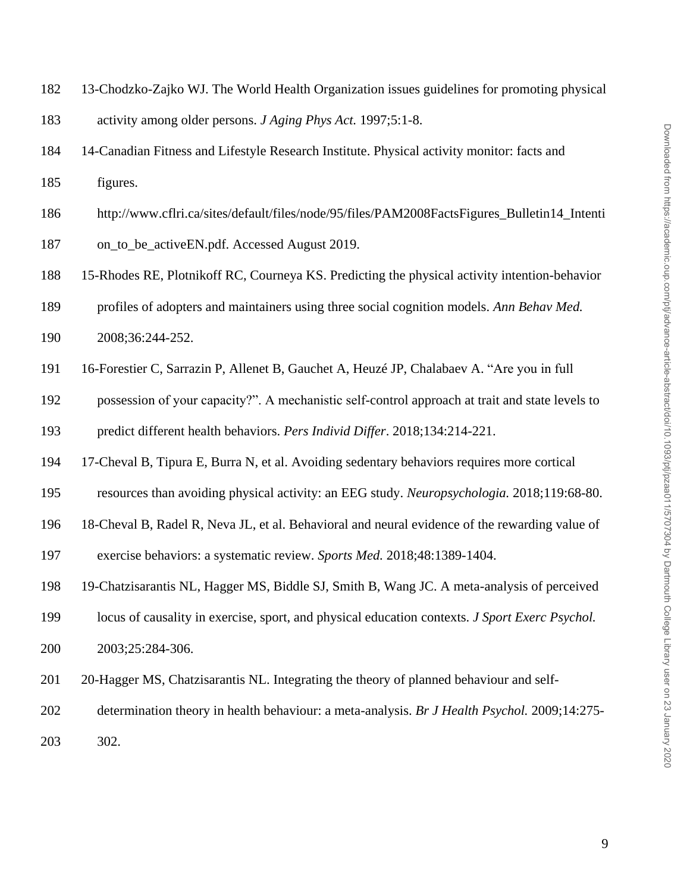13-Chodzko-Zajko WJ. The World Health Organization issues guidelines for promoting physical activity among older persons. *J Aging Phys Act.* 1997;5:1-8.

14-Canadian Fitness and Lifestyle Research Institute. Physical activity monitor: facts and figures. http://www.cflri.ca/sites/default/files/node/95/files/PAM2008FactsFigures_Bulletin14_Intention_to_be_activeEN.pdf. Accessed August 2019.

15-Rhodes RE, Plotnikoff RC, Courneya KS. Predicting the physical activity intention-behavior profiles of adopters and maintainers using three social cognition models. *Ann Behav Med.* 2008;36:244-252.

16-Forestier C, Sarrazin P, Allenet B, Gauchet A, Heuzé JP, Chalabaev A. "Are you in full possession of your capacity?". A mechanistic self-control approach at trait and state levels to predict different health behaviors. *Pers Individ Differ*. 2018;134:214-221.

17-Cheval B, Tipura E, Burra N, et al. Avoiding sedentary behaviors requires more cortical resources than avoiding physical activity: an EEG study. *Neuropsychologia.* 2018;119:68-80.

18-Cheval B, Radel R, Neva JL, et al. Behavioral and neural evidence of the rewarding value of exercise behaviors: a systematic review. *Sports Med.* 2018;48:1389-1404.

19-Chatzisarantis NL, Hagger MS, Biddle SJ, Smith B, Wang JC. A meta-analysis of perceived locus of causality in exercise, sport, and physical education contexts. *J Sport Exerc Psychol.* 2003;25:284-306.

20-Hagger MS, Chatzisarantis NL. Integrating the theory of planned behaviour and self-determination theory in health behaviour: a meta-analysis. *Br J Health Psychol.* 2009;14:275-302.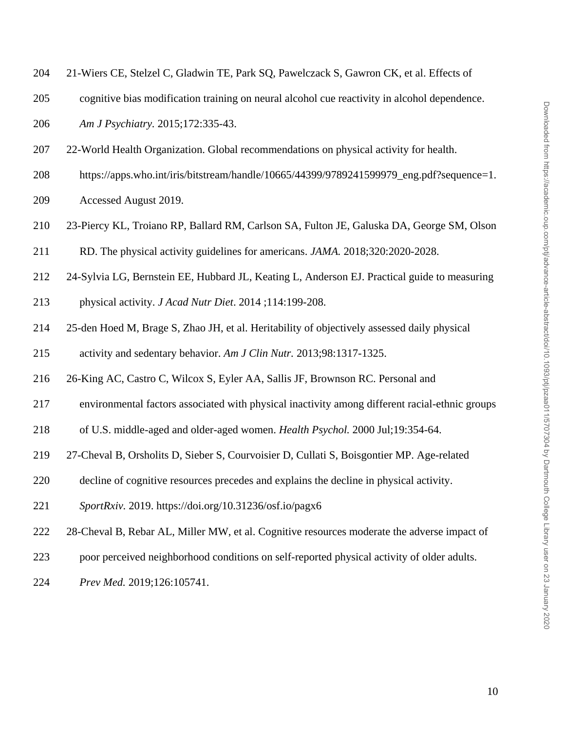21-Wiers CE, Stelzel C, Gladwin TE, Park SQ, Pawelczack S, Gawron CK, et al. Effects of cognitive bias modification training on neural alcohol cue reactivity in alcohol dependence. *Am J Psychiatry*. 2015;172:335-43.

22-World Health Organization. Global recommendations on physical activity for health. https://apps.who.int/iris/bitstream/handle/10665/44399/9789241599979_eng.pdf?sequence=1. Accessed August 2019.

23-Piercy KL, Troiano RP, Ballard RM, Carlson SA, Fulton JE, Galuska DA, George SM, Olson RD. The physical activity guidelines for americans. *JAMA.* 2018;320:2020-2028.

24-Sylvia LG, Bernstein EE, Hubbard JL, Keating L, Anderson EJ. Practical guide to measuring physical activity. *J Acad Nutr Diet*. 2014 ;114:199-208.

25-den Hoed M, Brage S, Zhao JH, et al. Heritability of objectively assessed daily physical activity and sedentary behavior. *Am J Clin Nutr.* 2013;98:1317-1325.

26-King AC, Castro C, Wilcox S, Eyler AA, Sallis JF, Brownson RC. Personal and environmental factors associated with physical inactivity among different racial-ethnic groups of U.S. middle-aged and older-aged women. *Health Psychol.* 2000 Jul;19:354-64.

27-Cheval B, Orsholits D, Sieber S, Courvoisier D, Cullati S, Boisgontier MP. Age-related decline of cognitive resources precedes and explains the decline in physical activity. *SportRxiv.* 2019. https://doi.org/10.31236/osf.io/pagx6

28-Cheval B, Rebar AL, Miller MW, et al. Cognitive resources moderate the adverse impact of poor perceived neighborhood conditions on self-reported physical activity of older adults. *Prev Med.* 2019;126:105741.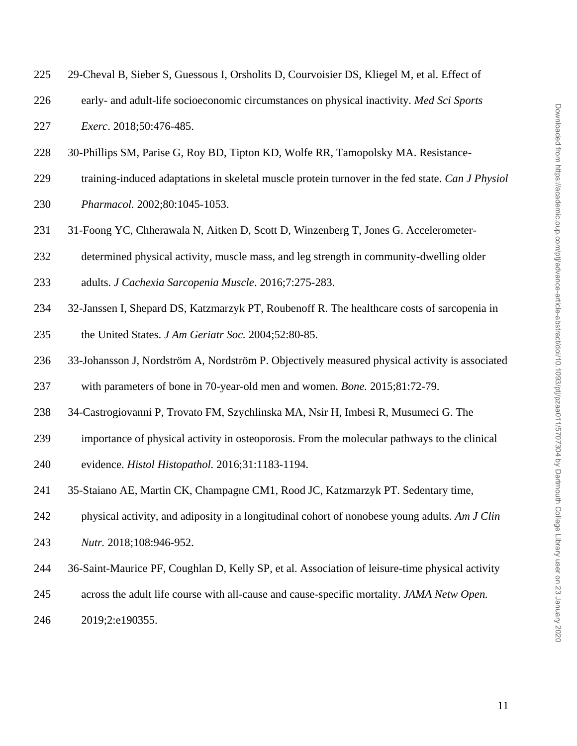29-Cheval B, Sieber S, Guessous I, Orsholits D, Courvoisier DS, Kliegel M, et al. Effect of early- and adult-life socioeconomic circumstances on physical inactivity. *Med Sci Sports Exerc*. 2018;50:476-485.

30-Phillips SM, Parise G, Roy BD, Tipton KD, Wolfe RR, Tamopolsky MA. Resistance-training-induced adaptations in skeletal muscle protein turnover in the fed state. *Can J Physiol Pharmacol.* 2002;80:1045-1053.

31-Foong YC, Chherawala N, Aitken D, Scott D, Winzenberg T, Jones G. Accelerometer-determined physical activity, muscle mass, and leg strength in community-dwelling older adults. *J Cachexia Sarcopenia Muscle*. 2016;7:275-283.

32-Janssen I, Shepard DS, Katzmarzyk PT, Roubenoff R. The healthcare costs of sarcopenia in the United States. *J Am Geriatr Soc.* 2004;52:80-85.

33-Johansson J, Nordström A, Nordström P. Objectively measured physical activity is associated with parameters of bone in 70-year-old men and women. *Bone.* 2015;81:72-79.

34-Castrogiovanni P, Trovato FM, Szychlinska MA, Nsir H, Imbesi R, Musumeci G. The importance of physical activity in osteoporosis. From the molecular pathways to the clinical evidence. *Histol Histopathol.* 2016;31:1183-1194.

35-Staiano AE, Martin CK, Champagne CM1, Rood JC, Katzmarzyk PT. Sedentary time, physical activity, and adiposity in a longitudinal cohort of nonobese young adults. *Am J Clin Nutr.* 2018;108:946-952.

36-Saint-Maurice PF, Coughlan D, Kelly SP, et al. Association of leisure-time physical activity across the adult life course with all-cause and cause-specific mortality. *JAMA Netw Open.* 2019;2:e190355.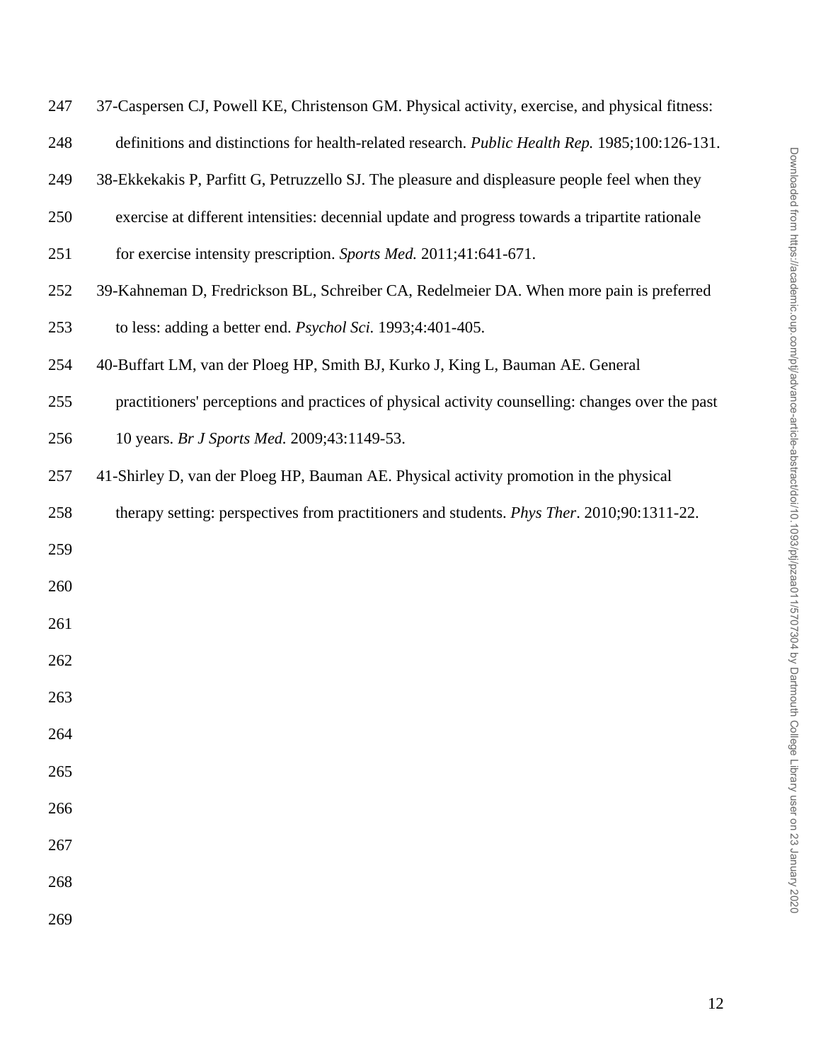37-Caspersen CJ, Powell KE, Christenson GM. Physical activity, exercise, and physical fitness: definitions and distinctions for health-related research. *Public Health Rep.* 1985;100:126-131.

38-Ekkekakis P, Parfitt G, Petruzzello SJ. The pleasure and displeasure people feel when they exercise at different intensities: decennial update and progress towards a tripartite rationale for exercise intensity prescription. *Sports Med.* 2011;41:641-671.

39-Kahneman D, Fredrickson BL, Schreiber CA, Redelmeier DA. When more pain is preferred to less: adding a better end. *Psychol Sci.* 1993;4:401-405.

40-Buffart LM, van der Ploeg HP, Smith BJ, Kurko J, King L, Bauman AE. General practitioners' perceptions and practices of physical activity counselling: changes over the past 10 years. *Br J Sports Med.* 2009;43:1149-53.

41-Shirley D, van der Ploeg HP, Bauman AE. Physical activity promotion in the physical therapy setting: perspectives from practitioners and students. *Phys Ther*. 2010;90:1311-22.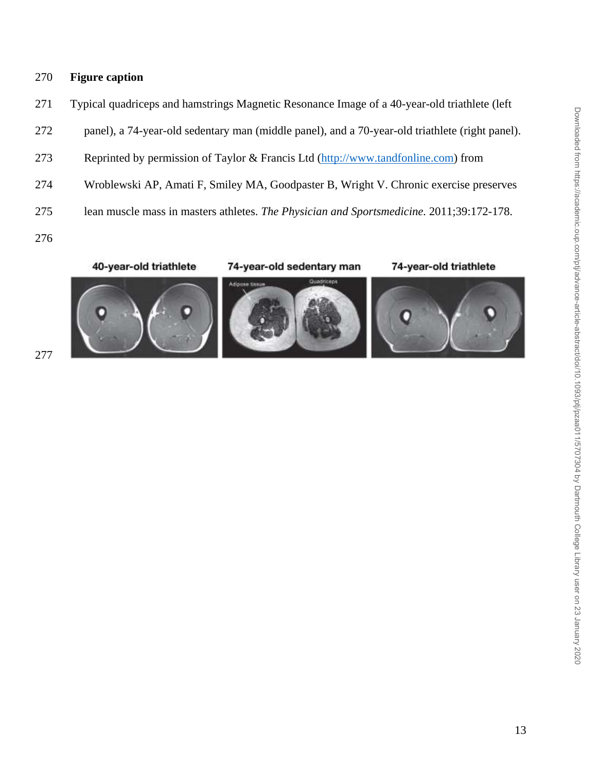**Figure caption**

Typical quadriceps and hamstrings Magnetic Resonance Image of a 40-year-old triathlete (left panel), a 74-year-old sedentary man (middle panel), and a 70-year-old triathlete (right panel). Reprinted by permission of Taylor & Francis Ltd (http://www.tandfonline.com) from Wroblewski AP, Amati F, Smiley MA, Goodpaster B, Wright V. Chronic exercise preserves lean muscle mass in masters athletes. *The Physician and Sportsmedicine.* 2011;39:172-178.

40-year-old triathlete

74-year-old sedentary man

Adipose tissue

Quadriceps

74-year-old triathlete